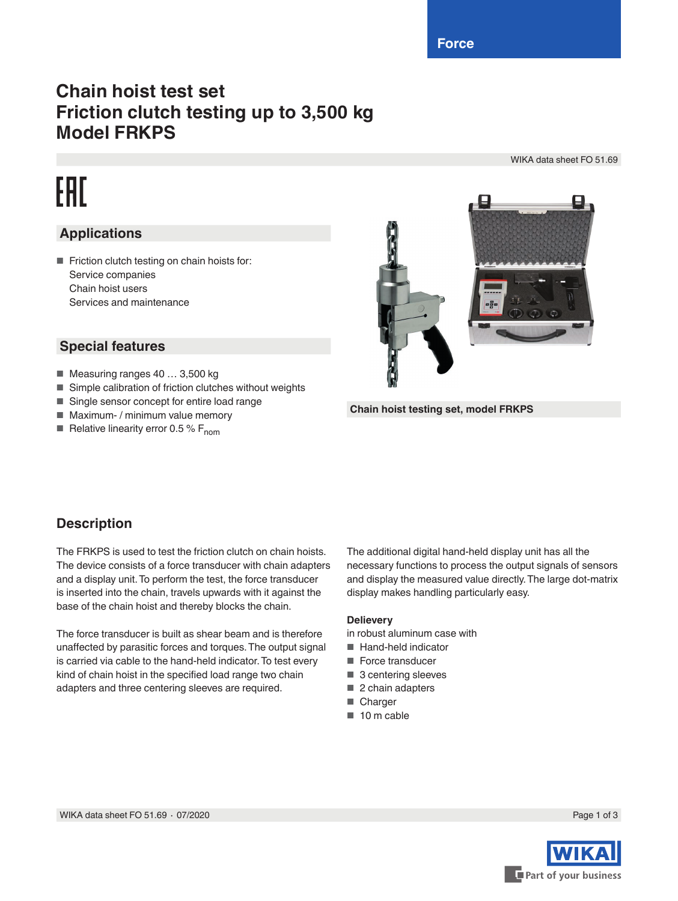Force

# Chain hoist test set
# Friction clutch testing up to 3,500 kg
# Model FRKPS

WIKA data sheet FO 51.69

EAC

## Applications

- Friction clutch testing on chain hoists for:
  Service companies
  Chain hoist users
  Services and maintenance

## Special features

- Measuring ranges 40 … 3,500 kg
- Simple calibration of friction clutches without weights
- Single sensor concept for entire load range
- Maximum- / minimum value memory
- Relative linearity error 0.5 % $F_{nom}$

Chain hoist testing set, model FRKPS

## Description

The FRKPS is used to test the friction clutch on chain hoists. The device consists of a force transducer with chain adapters and a display unit. To perform the test, the force transducer is inserted into the chain, travels upwards with it against the base of the chain hoist and thereby blocks the chain.

The force transducer is built as shear beam and is therefore unaffected by parasitic forces and torques. The output signal is carried via cable to the hand-held indicator. To test every kind of chain hoist in the specified load range two chain adapters and three centering sleeves are required.

The additional digital hand-held display unit has all the necessary functions to process the output signals of sensors and display the measured value directly. The large dot-matrix display makes handling particularly easy.

**Delievery**

in robust aluminum case with

- Hand-held indicator
- Force transducer
- 3 centering sleeves
- 2 chain adapters
- Charger
- 10 m cable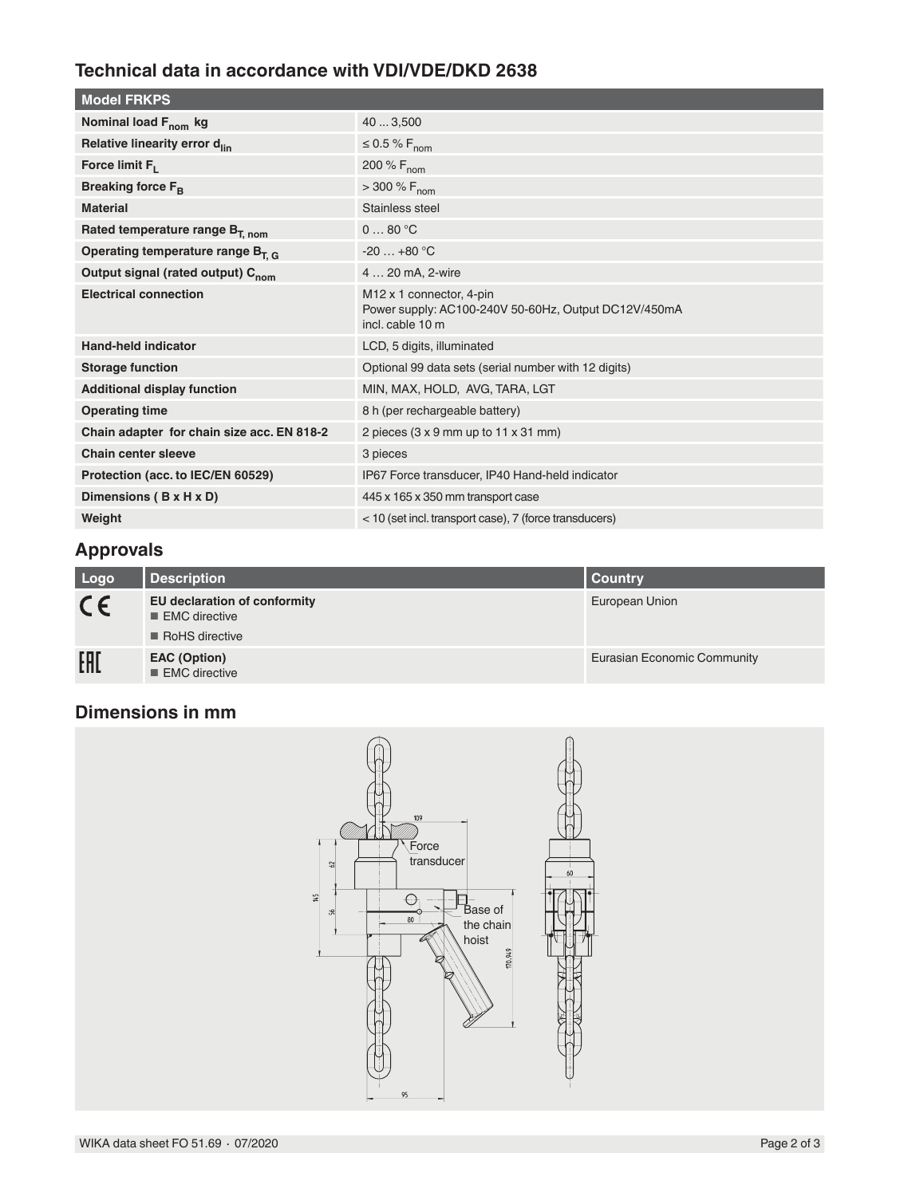## Technical data in accordance with VDI/VDE/DKD 2638

| Model FRKPS | |
|---|---|
| **Nominal load $F_{nom}$ kg** | 40 ... 3,500 |
| **Relative linearity error $d_{lin}$** | ≤ 0.5 % $F_{nom}$ |
| **Force limit $F_L$** | 200 % $F_{nom}$ |
| **Breaking force $F_B$** | > 300 % $F_{nom}$ |
| **Material** | Stainless steel |
| **Rated temperature range $B_{T, nom}$** | 0 … 80 °C |
| **Operating temperature range $B_{T, G}$** | -20 … +80 °C |
| **Output signal (rated output) $C_{nom}$** | 4 … 20 mA, 2-wire |
| **Electrical connection** | M12 x 1 connector, 4-pin<br>Power supply: AC100-240V 50-60Hz, Output DC12V/450mA<br>incl. cable 10 m |
| **Hand-held indicator** | LCD, 5 digits, illuminated |
| **Storage function** | Optional 99 data sets (serial number with 12 digits) |
| **Additional display function** | MIN, MAX, HOLD, AVG, TARA, LGT |
| **Operating time** | 8 h (per rechargeable battery) |
| **Chain adapter for chain size acc. EN 818-2** | 2 pieces (3 x 9 mm up to 11 x 31 mm) |
| **Chain center sleeve** | 3 pieces |
| **Protection (acc. to IEC/EN 60529)** | IP67 Force transducer, IP40 Hand-held indicator |
| **Dimensions ( B x H x D)** | 445 x 165 x 350 mm transport case |
| **Weight** | < 10 (set incl. transport case), 7 (force transducers) |

## Approvals

| Logo | Description | Country |
|---|---|---|
| CE | **EU declaration of conformity**<br>■ EMC directive<br>■ RoHS directive | European Union |
| EAC | **EAC (Option)**<br>■ EMC directive | Eurasian Economic Community |

## Dimensions in mm

Force transducer

Base of the chain hoist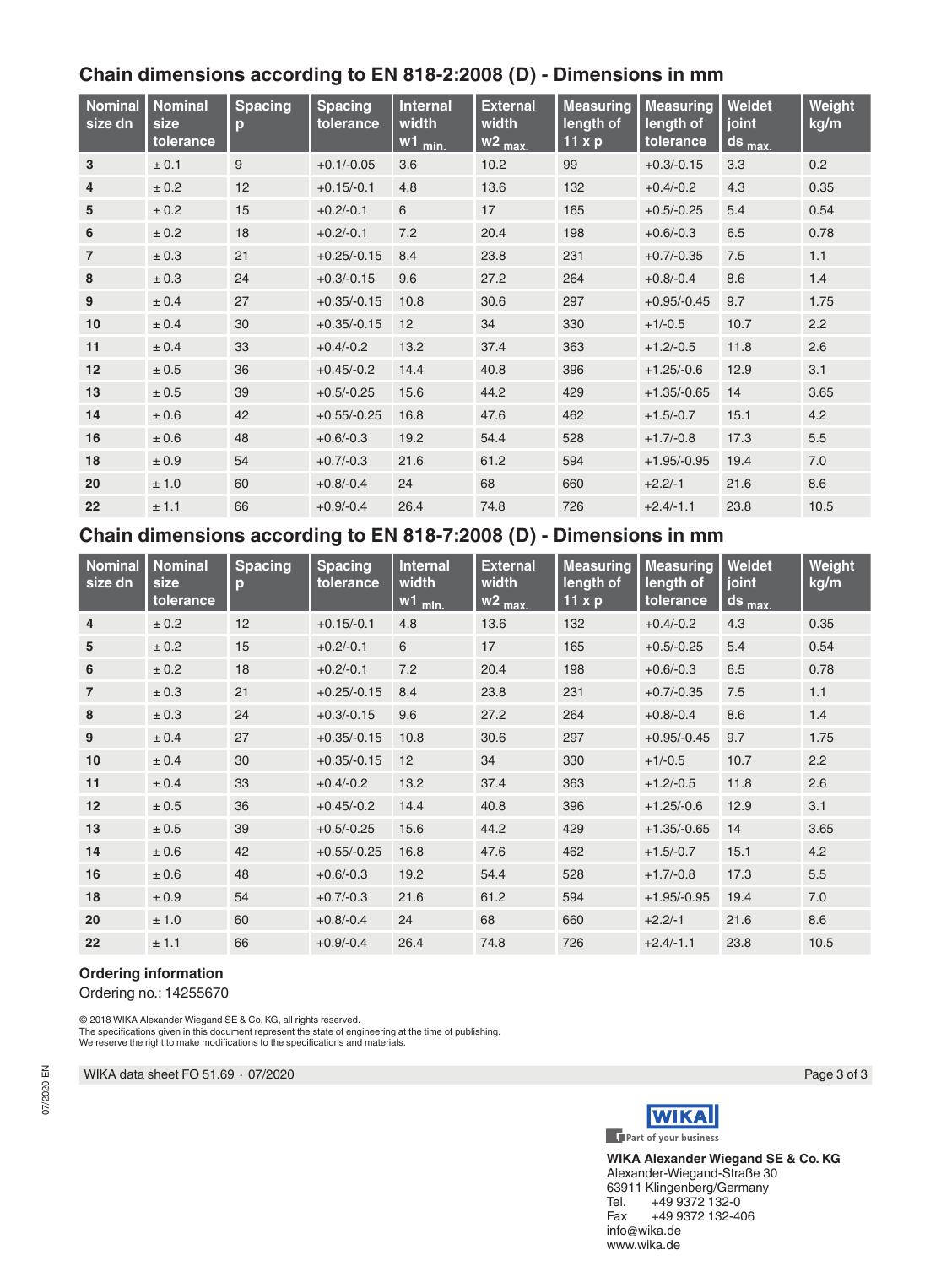## Chain dimensions according to EN 818-2:2008 (D) - Dimensions in mm

| Nominal size dn | Nominal size tolerance | Spacing p | Spacing tolerance | Internal width $w1_{min.}$ | External width $w2_{max.}$ | Measuring length of 11 x p | Measuring length of tolerance | Weldet joint $ds_{max.}$ | Weight kg/m |
|---|---|---|---|---|---|---|---|---|---|
| 3 | ± 0.1 | 9 | +0.1/-0.05 | 3.6 | 10.2 | 99 | +0.3/-0.15 | 3.3 | 0.2 |
| 4 | ± 0.2 | 12 | +0.15/-0.1 | 4.8 | 13.6 | 132 | +0.4/-0.2 | 4.3 | 0.35 |
| 5 | ± 0.2 | 15 | +0.2/-0.1 | 6 | 17 | 165 | +0.5/-0.25 | 5.4 | 0.54 |
| 6 | ± 0.2 | 18 | +0.2/-0.1 | 7.2 | 20.4 | 198 | +0.6/-0.3 | 6.5 | 0.78 |
| 7 | ± 0.3 | 21 | +0.25/-0.15 | 8.4 | 23.8 | 231 | +0.7/-0.35 | 7.5 | 1.1 |
| 8 | ± 0.3 | 24 | +0.3/-0.15 | 9.6 | 27.2 | 264 | +0.8/-0.4 | 8.6 | 1.4 |
| 9 | ± 0.4 | 27 | +0.35/-0.15 | 10.8 | 30.6 | 297 | +0.95/-0.45 | 9.7 | 1.75 |
| 10 | ± 0.4 | 30 | +0.35/-0.15 | 12 | 34 | 330 | +1/-0.5 | 10.7 | 2.2 |
| 11 | ± 0.4 | 33 | +0.4/-0.2 | 13.2 | 37.4 | 363 | +1.2/-0.5 | 11.8 | 2.6 |
| 12 | ± 0.5 | 36 | +0.45/-0.2 | 14.4 | 40.8 | 396 | +1.25/-0.6 | 12.9 | 3.1 |
| 13 | ± 0.5 | 39 | +0.5/-0.25 | 15.6 | 44.2 | 429 | +1.35/-0.65 | 14 | 3.65 |
| 14 | ± 0.6 | 42 | +0.55/-0.25 | 16.8 | 47.6 | 462 | +1.5/-0.7 | 15.1 | 4.2 |
| 16 | ± 0.6 | 48 | +0.6/-0.3 | 19.2 | 54.4 | 528 | +1.7/-0.8 | 17.3 | 5.5 |
| 18 | ± 0.9 | 54 | +0.7/-0.3 | 21.6 | 61.2 | 594 | +1.95/-0.95 | 19.4 | 7.0 |
| 20 | ± 1.0 | 60 | +0.8/-0.4 | 24 | 68 | 660 | +2.2/-1 | 21.6 | 8.6 |
| 22 | ± 1.1 | 66 | +0.9/-0.4 | 26.4 | 74.8 | 726 | +2.4/-1.1 | 23.8 | 10.5 |

## Chain dimensions according to EN 818-7:2008 (D) - Dimensions in mm

| Nominal size dn | Nominal size tolerance | Spacing p | Spacing tolerance | Internal width $w1_{min.}$ | External width $w2_{max.}$ | Measuring length of 11 x p | Measuring length of tolerance | Weldet joint $ds_{max.}$ | Weight kg/m |
|---|---|---|---|---|---|---|---|---|---|
| 4 | ± 0.2 | 12 | +0.15/-0.1 | 4.8 | 13.6 | 132 | +0.4/-0.2 | 4.3 | 0.35 |
| 5 | ± 0.2 | 15 | +0.2/-0.1 | 6 | 17 | 165 | +0.5/-0.25 | 5.4 | 0.54 |
| 6 | ± 0.2 | 18 | +0.2/-0.1 | 7.2 | 20.4 | 198 | +0.6/-0.3 | 6.5 | 0.78 |
| 7 | ± 0.3 | 21 | +0.25/-0.15 | 8.4 | 23.8 | 231 | +0.7/-0.35 | 7.5 | 1.1 |
| 8 | ± 0.3 | 24 | +0.3/-0.15 | 9.6 | 27.2 | 264 | +0.8/-0.4 | 8.6 | 1.4 |
| 9 | ± 0.4 | 27 | +0.35/-0.15 | 10.8 | 30.6 | 297 | +0.95/-0.45 | 9.7 | 1.75 |
| 10 | ± 0.4 | 30 | +0.35/-0.15 | 12 | 34 | 330 | +1/-0.5 | 10.7 | 2.2 |
| 11 | ± 0.4 | 33 | +0.4/-0.2 | 13.2 | 37.4 | 363 | +1.2/-0.5 | 11.8 | 2.6 |
| 12 | ± 0.5 | 36 | +0.45/-0.2 | 14.4 | 40.8 | 396 | +1.25/-0.6 | 12.9 | 3.1 |
| 13 | ± 0.5 | 39 | +0.5/-0.25 | 15.6 | 44.2 | 429 | +1.35/-0.65 | 14 | 3.65 |
| 14 | ± 0.6 | 42 | +0.55/-0.25 | 16.8 | 47.6 | 462 | +1.5/-0.7 | 15.1 | 4.2 |
| 16 | ± 0.6 | 48 | +0.6/-0.3 | 19.2 | 54.4 | 528 | +1.7/-0.8 | 17.3 | 5.5 |
| 18 | ± 0.9 | 54 | +0.7/-0.3 | 21.6 | 61.2 | 594 | +1.95/-0.95 | 19.4 | 7.0 |
| 20 | ± 1.0 | 60 | +0.8/-0.4 | 24 | 68 | 660 | +2.2/-1 | 21.6 | 8.6 |
| 22 | ± 1.1 | 66 | +0.9/-0.4 | 26.4 | 74.8 | 726 | +2.4/-1.1 | 23.8 | 10.5 |

**Ordering information**

Ordering no.: 14255670

© 2018 WIKA Alexander Wiegand SE & Co. KG, all rights reserved.
The specifications given in this document represent the state of engineering at the time of publishing.
We reserve the right to make modifications to the specifications and materials.

WIKA data sheet FO 51.69 · 07/2020

WIKA Part of your business

**WIKA Alexander Wiegand SE & Co. KG**
Alexander-Wiegand-Straße 30
63911 Klingenberg/Germany
Tel. +49 9372 132-0
Fax +49 9372 132-406
info@wika.de
www.wika.de